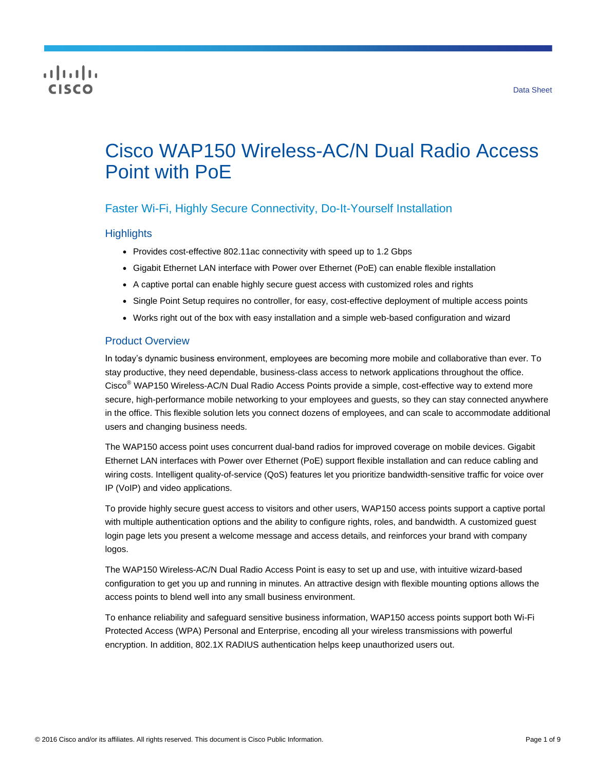Data Sheet

# Cisco WAP150 Wireless-AC/N Dual Radio Access Point with PoE

## Faster Wi-Fi, Highly Secure Connectivity, Do-It-Yourself Installation

### Highlights

- Provides cost-effective 802.11ac connectivity with speed up to 1.2 Gbps
- Gigabit Ethernet LAN interface with Power over Ethernet (PoE) can enable flexible installation
- A captive portal can enable highly secure guest access with customized roles and rights
- Single Point Setup requires no controller, for easy, cost-effective deployment of multiple access points
- Works right out of the box with easy installation and a simple web-based configuration and wizard

### Product Overview

In today's dynamic business environment, employees are becoming more mobile and collaborative than ever. To stay productive, they need dependable, business-class access to network applications throughout the office. Cisco® WAP150 Wireless-AC/N Dual Radio Access Points provide a simple, cost-effective way to extend more secure, high-performance mobile networking to your employees and guests, so they can stay connected anywhere in the office. This flexible solution lets you connect dozens of employees, and can scale to accommodate additional users and changing business needs.

The WAP150 access point uses concurrent dual-band radios for improved coverage on mobile devices. Gigabit Ethernet LAN interfaces with Power over Ethernet (PoE) support flexible installation and can reduce cabling and wiring costs. Intelligent quality-of-service (QoS) features let you prioritize bandwidth-sensitive traffic for voice over IP (VoIP) and video applications.

To provide highly secure guest access to visitors and other users, WAP150 access points support a captive portal with multiple authentication options and the ability to configure rights, roles, and bandwidth. A customized guest login page lets you present a welcome message and access details, and reinforces your brand with company logos.

The WAP150 Wireless-AC/N Dual Radio Access Point is easy to set up and use, with intuitive wizard-based configuration to get you up and running in minutes. An attractive design with flexible mounting options allows the access points to blend well into any small business environment.

To enhance reliability and safeguard sensitive business information, WAP150 access points support both Wi-Fi Protected Access (WPA) Personal and Enterprise, encoding all your wireless transmissions with powerful encryption. In addition, 802.1X RADIUS authentication helps keep unauthorized users out.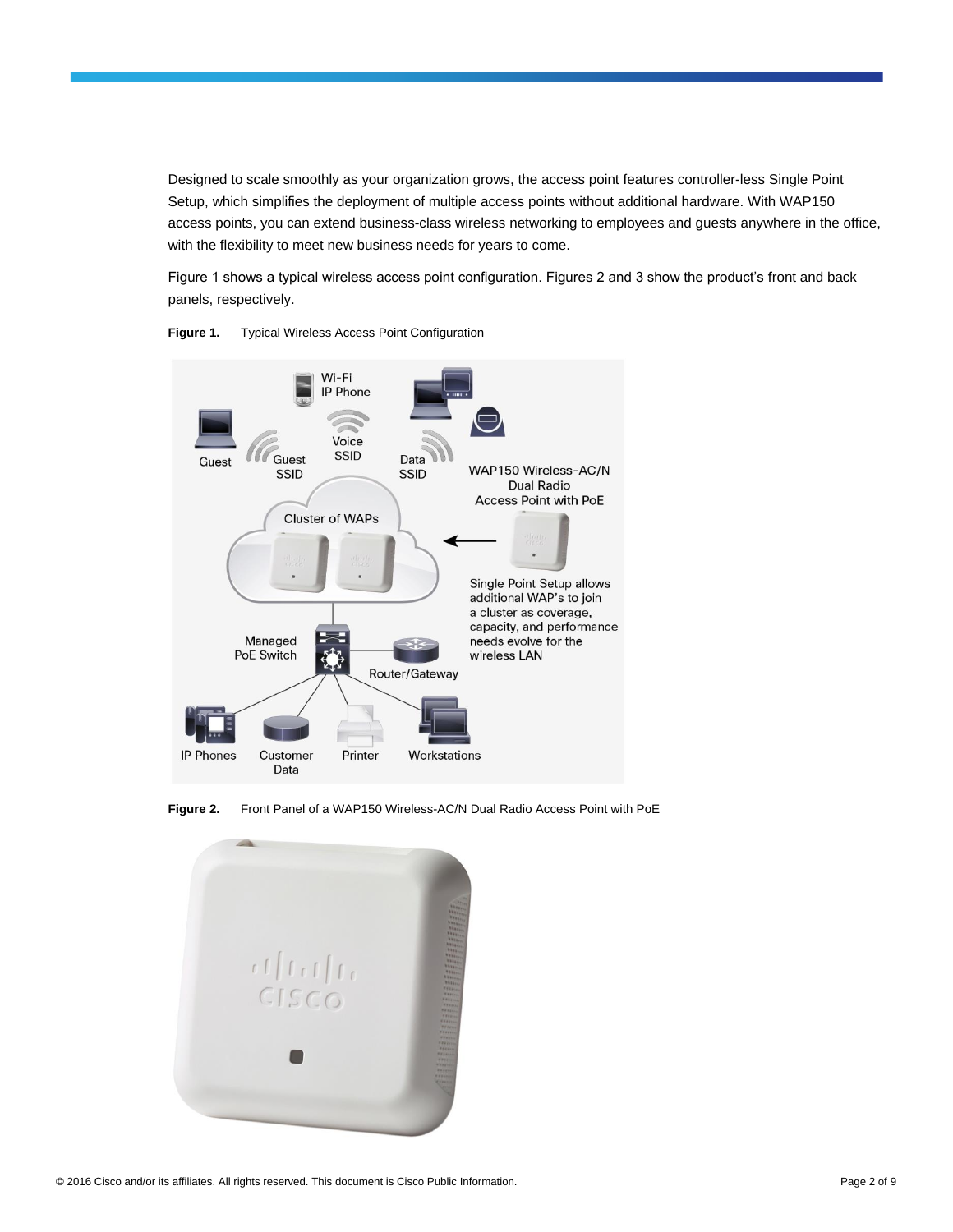Designed to scale smoothly as your organization grows, the access point features controller-less Single Point Setup, which simplifies the deployment of multiple access points without additional hardware. With WAP150 access points, you can extend business-class wireless networking to employees and guests anywhere in the office, with the flexibility to meet new business needs for years to come.

Figure 1 shows a typical wireless access point configuration. Figures 2 and 3 show the product's front and back panels, respectively.

**Figure 1.** Typical Wireless Access Point Configuration

**Figure 2.** Front Panel of a WAP150 Wireless-AC/N Dual Radio Access Point with PoE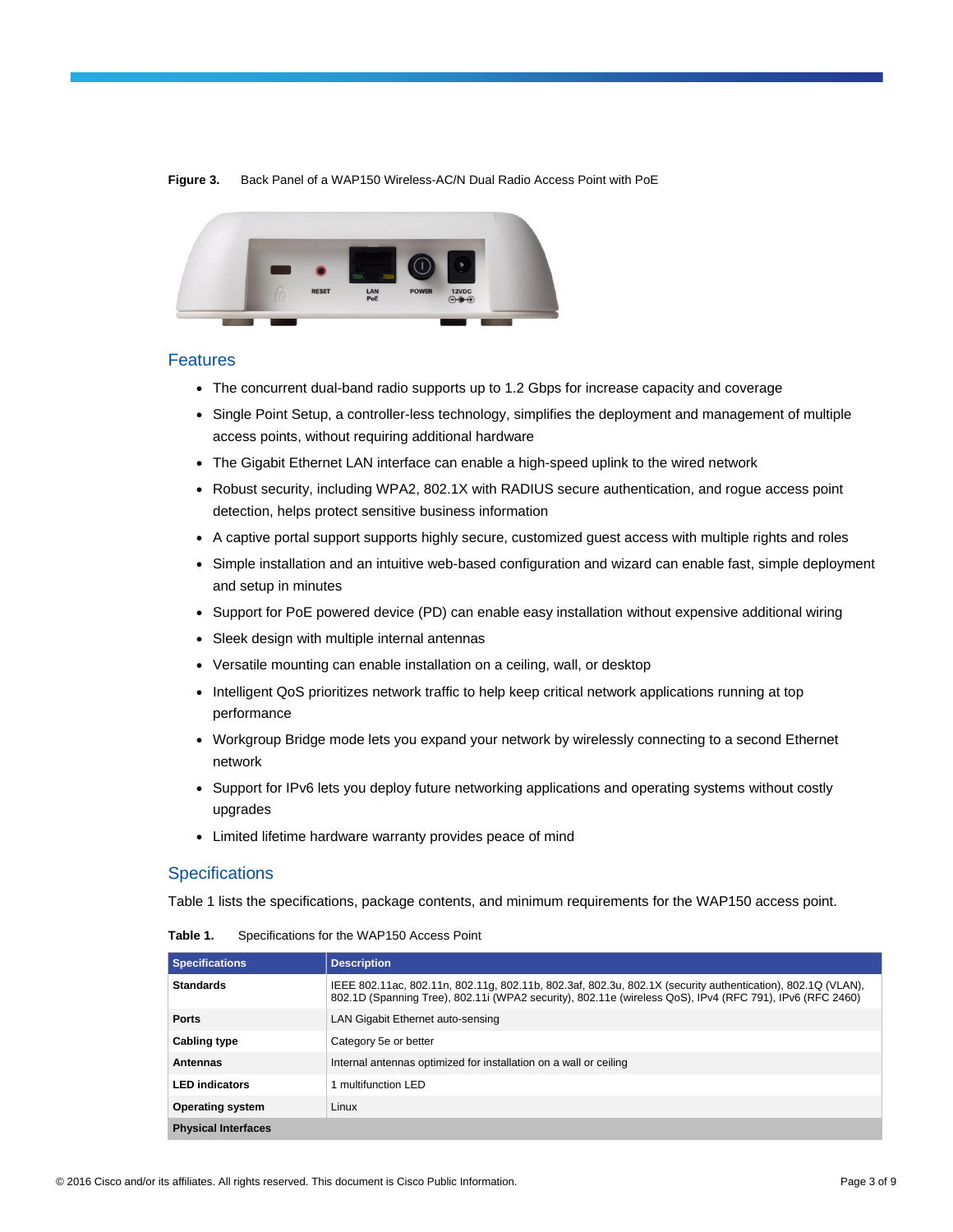**Figure 3.** Back Panel of a WAP150 Wireless-AC/N Dual Radio Access Point with PoE

## Features

- The concurrent dual-band radio supports up to 1.2 Gbps for increase capacity and coverage
- Single Point Setup, a controller-less technology, simplifies the deployment and management of multiple access points, without requiring additional hardware
- The Gigabit Ethernet LAN interface can enable a high-speed uplink to the wired network
- Robust security, including WPA2, 802.1X with RADIUS secure authentication, and rogue access point detection, helps protect sensitive business information
- A captive portal support supports highly secure, customized guest access with multiple rights and roles
- Simple installation and an intuitive web-based configuration and wizard can enable fast, simple deployment and setup in minutes
- Support for PoE powered device (PD) can enable easy installation without expensive additional wiring
- Sleek design with multiple internal antennas
- Versatile mounting can enable installation on a ceiling, wall, or desktop
- Intelligent QoS prioritizes network traffic to help keep critical network applications running at top performance
- Workgroup Bridge mode lets you expand your network by wirelessly connecting to a second Ethernet network
- Support for IPv6 lets you deploy future networking applications and operating systems without costly upgrades
- Limited lifetime hardware warranty provides peace of mind

## Specifications

Table 1 lists the specifications, package contents, and minimum requirements for the WAP150 access point.

**Table 1.** Specifications for the WAP150 Access Point

| Specifications | Description |
|---|---|
| **Standards** | IEEE 802.11ac, 802.11n, 802.11g, 802.11b, 802.3af, 802.3u, 802.1X (security authentication), 802.1Q (VLAN), 802.1D (Spanning Tree), 802.11i (WPA2 security), 802.11e (wireless QoS), IPv4 (RFC 791), IPv6 (RFC 2460) |
| **Ports** | LAN Gigabit Ethernet auto-sensing |
| **Cabling type** | Category 5e or better |
| **Antennas** | Internal antennas optimized for installation on a wall or ceiling |
| **LED indicators** | 1 multifunction LED |
| **Operating system** | Linux |
| **Physical Interfaces** | |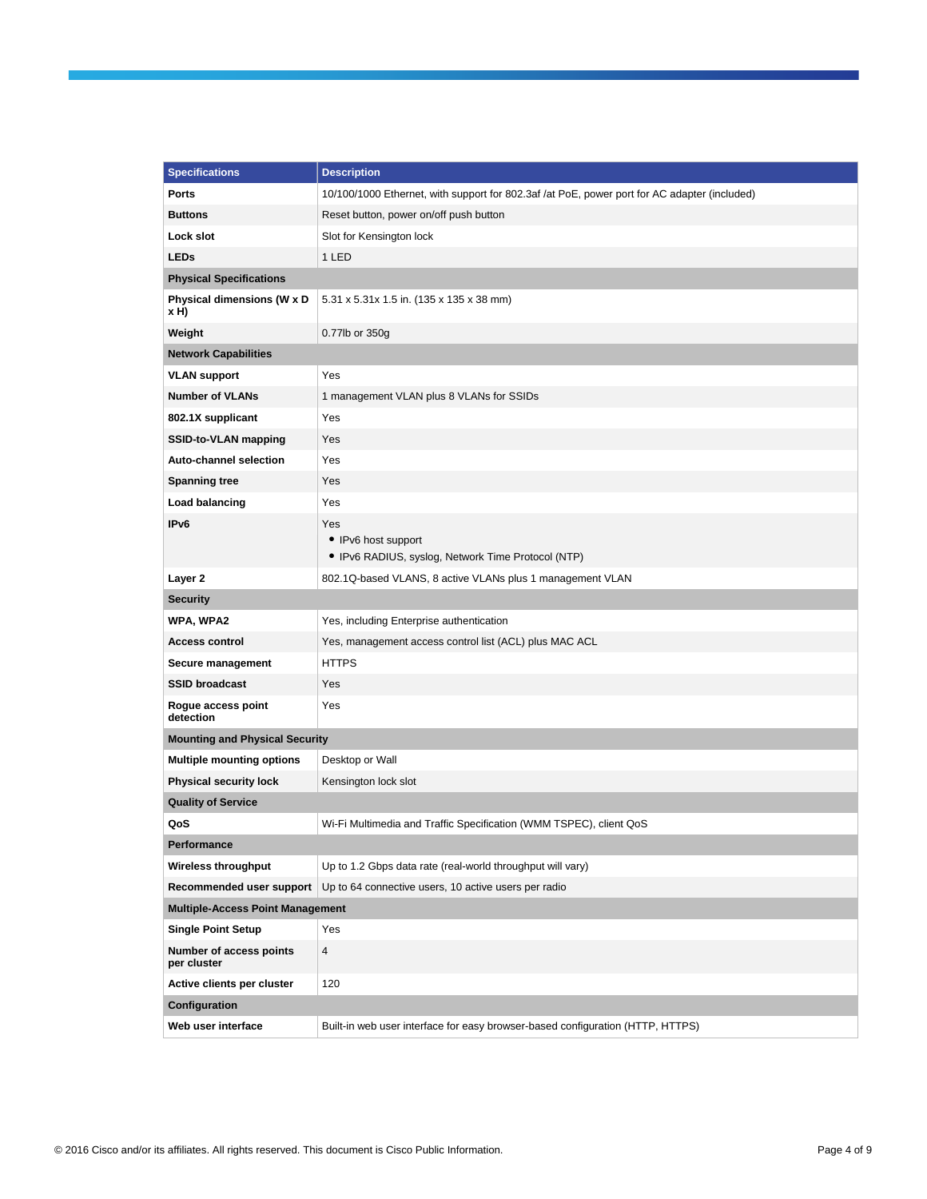| Specifications | Description |
| --- | --- |
| **Ports** | 10/100/1000 Ethernet, with support for 802.3af /at PoE, power port for AC adapter (included) |
| **Buttons** | Reset button, power on/off push button |
| **Lock slot** | Slot for Kensington lock |
| **LEDs** | 1 LED |
| **Physical Specifications** | |
| **Physical dimensions (W x D x H)** | 5.31 x 5.31x 1.5 in. (135 x 135 x 38 mm) |
| **Weight** | 0.77lb or 350g |
| **Network Capabilities** | |
| **VLAN support** | Yes |
| **Number of VLANs** | 1 management VLAN plus 8 VLANs for SSIDs |
| **802.1X supplicant** | Yes |
| **SSID-to-VLAN mapping** | Yes |
| **Auto-channel selection** | Yes |
| **Spanning tree** | Yes |
| **Load balancing** | Yes |
| **IPv6** | Yes<br>• IPv6 host support<br>• IPv6 RADIUS, syslog, Network Time Protocol (NTP) |
| **Layer 2** | 802.1Q-based VLANS, 8 active VLANs plus 1 management VLAN |
| **Security** | |
| **WPA, WPA2** | Yes, including Enterprise authentication |
| **Access control** | Yes, management access control list (ACL) plus MAC ACL |
| **Secure management** | HTTPS |
| **SSID broadcast** | Yes |
| **Rogue access point detection** | Yes |
| **Mounting and Physical Security** | |
| **Multiple mounting options** | Desktop or Wall |
| **Physical security lock** | Kensington lock slot |
| **Quality of Service** | |
| **QoS** | Wi-Fi Multimedia and Traffic Specification (WMM TSPEC), client QoS |
| **Performance** | |
| **Wireless throughput** | Up to 1.2 Gbps data rate (real-world throughput will vary) |
| **Recommended user support** | Up to 64 connective users, 10 active users per radio |
| **Multiple-Access Point Management** | |
| **Single Point Setup** | Yes |
| **Number of access points per cluster** | 4 |
| **Active clients per cluster** | 120 |
| **Configuration** | |
| **Web user interface** | Built-in web user interface for easy browser-based configuration (HTTP, HTTPS) |

© 2016 Cisco and/or its affiliates. All rights reserved. This document is Cisco Public Information.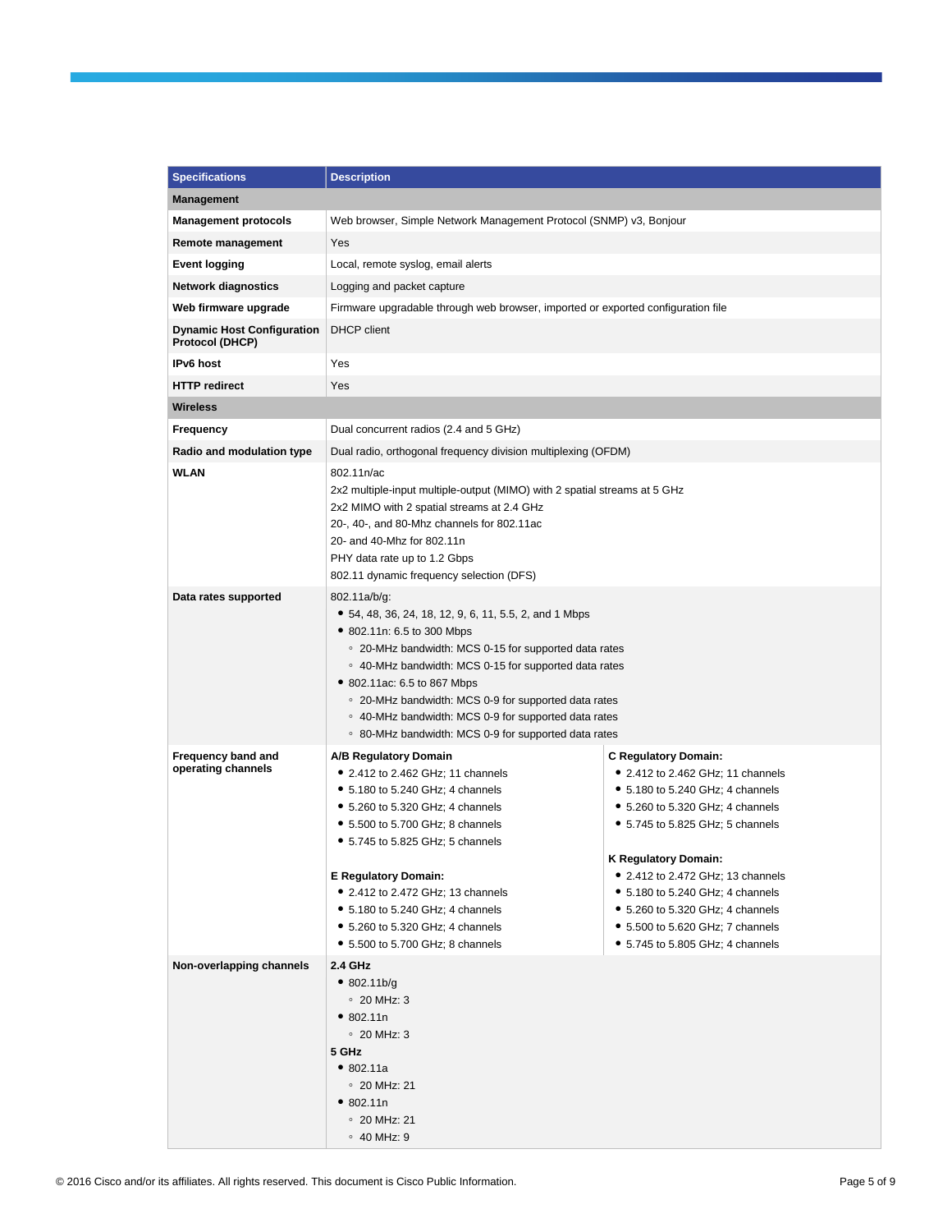| Specifications | Description |
|---|---|
| **Management** | |
| **Management protocols** | Web browser, Simple Network Management Protocol (SNMP) v3, Bonjour |
| **Remote management** | Yes |
| **Event logging** | Local, remote syslog, email alerts |
| **Network diagnostics** | Logging and packet capture |
| **Web firmware upgrade** | Firmware upgradable through web browser, imported or exported configuration file |
| **Dynamic Host Configuration Protocol (DHCP)** | DHCP client |
| **IPv6 host** | Yes |
| **HTTP redirect** | Yes |
| **Wireless** | |
| **Frequency** | Dual concurrent radios (2.4 and 5 GHz) |
| **Radio and modulation type** | Dual radio, orthogonal frequency division multiplexing (OFDM) |
| **WLAN** | 802.11n/ac<br>2x2 multiple-input multiple-output (MIMO) with 2 spatial streams at 5 GHz<br>2x2 MIMO with 2 spatial streams at 2.4 GHz<br>20-, 40-, and 80-Mhz channels for 802.11ac<br>20- and 40-Mhz for 802.11n<br>PHY data rate up to 1.2 Gbps<br>802.11 dynamic frequency selection (DFS) |
| **Data rates supported** | 802.11a/b/g:<br>• 54, 48, 36, 24, 18, 12, 9, 6, 11, 5.5, 2, and 1 Mbps<br>• 802.11n: 6.5 to 300 Mbps<br>&nbsp;&nbsp;◦ 20-MHz bandwidth: MCS 0-15 for supported data rates<br>&nbsp;&nbsp;◦ 40-MHz bandwidth: MCS 0-15 for supported data rates<br>• 802.11ac: 6.5 to 867 Mbps<br>&nbsp;&nbsp;◦ 20-MHz bandwidth: MCS 0-9 for supported data rates<br>&nbsp;&nbsp;◦ 40-MHz bandwidth: MCS 0-9 for supported data rates<br>&nbsp;&nbsp;◦ 80-MHz bandwidth: MCS 0-9 for supported data rates |
| **Frequency band and operating channels** | **A/B Regulatory Domain**<br>• 2.412 to 2.462 GHz; 11 channels<br>• 5.180 to 5.240 GHz; 4 channels<br>• 5.260 to 5.320 GHz; 4 channels<br>• 5.500 to 5.700 GHz; 8 channels<br>• 5.745 to 5.825 GHz; 5 channels<br><br>**E Regulatory Domain:**<br>• 2.412 to 2.472 GHz; 13 channels<br>• 5.180 to 5.240 GHz; 4 channels<br>• 5.260 to 5.320 GHz; 4 channels<br>• 5.500 to 5.700 GHz; 8 channels<br><br>**C Regulatory Domain:**<br>• 2.412 to 2.462 GHz; 11 channels<br>• 5.180 to 5.240 GHz; 4 channels<br>• 5.260 to 5.320 GHz; 4 channels<br>• 5.745 to 5.825 GHz; 5 channels<br><br>**K Regulatory Domain:**<br>• 2.412 to 2.472 GHz; 13 channels<br>• 5.180 to 5.240 GHz; 4 channels<br>• 5.260 to 5.320 GHz; 4 channels<br>• 5.500 to 5.620 GHz; 7 channels<br>• 5.745 to 5.805 GHz; 4 channels |
| **Non-overlapping channels** | **2.4 GHz**<br>• 802.11b/g<br>&nbsp;&nbsp;◦ 20 MHz: 3<br>• 802.11n<br>&nbsp;&nbsp;◦ 20 MHz: 3<br>**5 GHz**<br>• 802.11a<br>&nbsp;&nbsp;◦ 20 MHz: 21<br>• 802.11n<br>&nbsp;&nbsp;◦ 20 MHz: 21<br>&nbsp;&nbsp;◦ 40 MHz: 9 |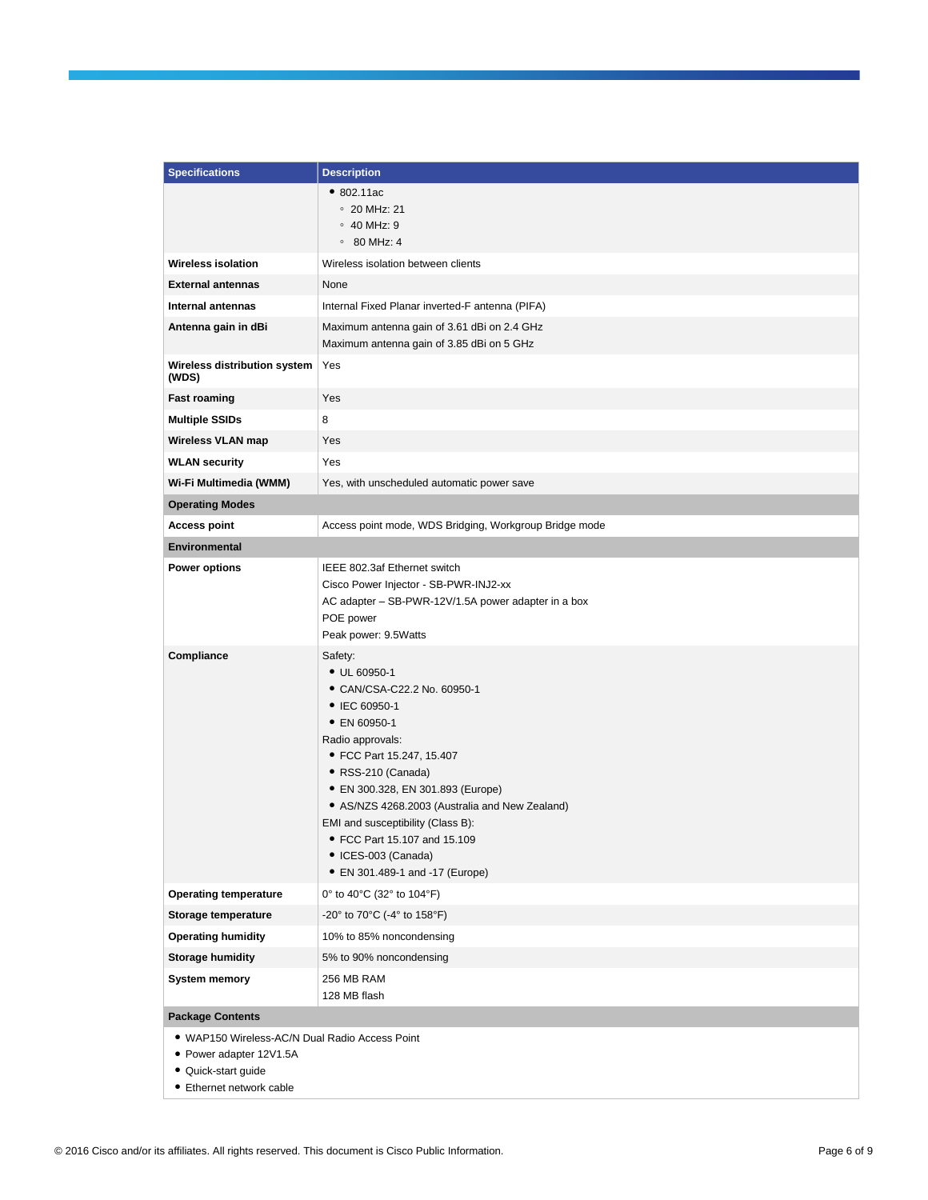| Specifications | Description |
| --- | --- |
| | • 802.11ac<br>  ◦ 20 MHz: 21<br>  ◦ 40 MHz: 9<br>  ◦ 80 MHz: 4 |
| **Wireless isolation** | Wireless isolation between clients |
| **External antennas** | None |
| **Internal antennas** | Internal Fixed Planar inverted-F antenna (PIFA) |
| **Antenna gain in dBi** | Maximum antenna gain of 3.61 dBi on 2.4 GHz<br>Maximum antenna gain of 3.85 dBi on 5 GHz |
| **Wireless distribution system (WDS)** | Yes |
| **Fast roaming** | Yes |
| **Multiple SSIDs** | 8 |
| **Wireless VLAN map** | Yes |
| **WLAN security** | Yes |
| **Wi-Fi Multimedia (WMM)** | Yes, with unscheduled automatic power save |
| **Operating Modes** | |
| **Access point** | Access point mode, WDS Bridging, Workgroup Bridge mode |
| **Environmental** | |
| **Power options** | IEEE 802.3af Ethernet switch<br>Cisco Power Injector - SB-PWR-INJ2-xx<br>AC adapter – SB-PWR-12V/1.5A power adapter in a box<br>POE power<br>Peak power: 9.5Watts |
| **Compliance** | Safety:<br>• UL 60950-1<br>• CAN/CSA-C22.2 No. 60950-1<br>• IEC 60950-1<br>• EN 60950-1<br>Radio approvals:<br>• FCC Part 15.247, 15.407<br>• RSS-210 (Canada)<br>• EN 300.328, EN 301.893 (Europe)<br>• AS/NZS 4268.2003 (Australia and New Zealand)<br>EMI and susceptibility (Class B):<br>• FCC Part 15.107 and 15.109<br>• ICES-003 (Canada)<br>• EN 301.489-1 and -17 (Europe) |
| **Operating temperature** | 0° to 40°C (32° to 104°F) |
| **Storage temperature** | -20° to 70°C (-4° to 158°F) |
| **Operating humidity** | 10% to 85% noncondensing |
| **Storage humidity** | 5% to 90% noncondensing |
| **System memory** | 256 MB RAM<br>128 MB flash |
| **Package Contents** | |
| • WAP150 Wireless-AC/N Dual Radio Access Point<br>• Power adapter 12V1.5A<br>• Quick-start guide<br>• Ethernet network cable | |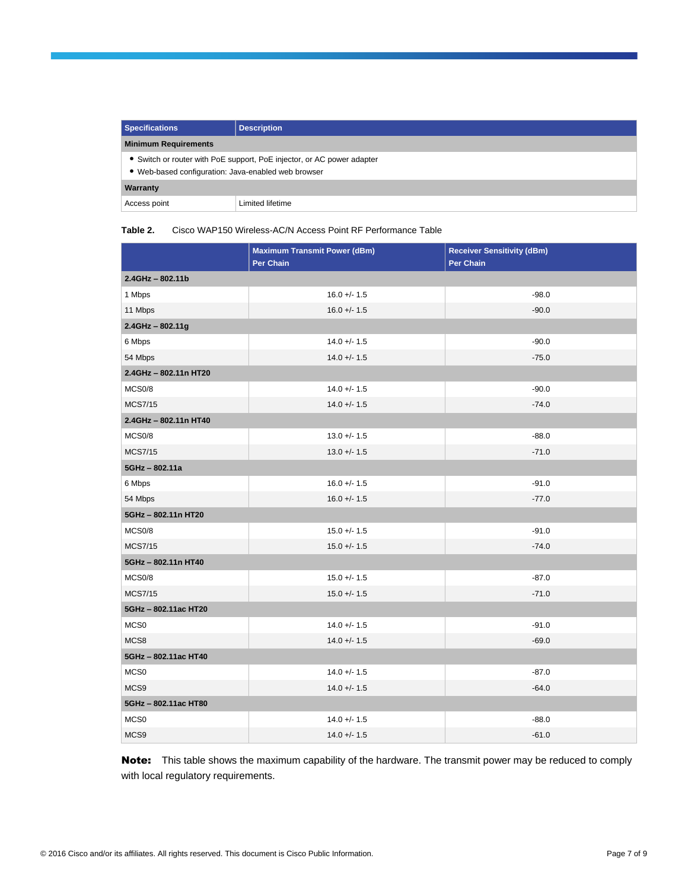| Specifications | Description |
|---|---|
| **Minimum Requirements** | |
| • Switch or router with PoE support, PoE injector, or AC power adapter<br>• Web-based configuration: Java-enabled web browser | |
| **Warranty** | |
| Access point | Limited lifetime |

**Table 2.** Cisco WAP150 Wireless-AC/N Access Point RF Performance Table

| | Maximum Transmit Power (dBm) Per Chain | Receiver Sensitivity (dBm) Per Chain |
|---|---|---|
| **2.4GHz – 802.11b** | | |
| 1 Mbps | 16.0 +/- 1.5 | -98.0 |
| 11 Mbps | 16.0 +/- 1.5 | -90.0 |
| **2.4GHz – 802.11g** | | |
| 6 Mbps | 14.0 +/- 1.5 | -90.0 |
| 54 Mbps | 14.0 +/- 1.5 | -75.0 |
| **2.4GHz – 802.11n HT20** | | |
| MCS0/8 | 14.0 +/- 1.5 | -90.0 |
| MCS7/15 | 14.0 +/- 1.5 | -74.0 |
| **2.4GHz – 802.11n HT40** | | |
| MCS0/8 | 13.0 +/- 1.5 | -88.0 |
| MCS7/15 | 13.0 +/- 1.5 | -71.0 |
| **5GHz – 802.11a** | | |
| 6 Mbps | 16.0 +/- 1.5 | -91.0 |
| 54 Mbps | 16.0 +/- 1.5 | -77.0 |
| **5GHz – 802.11n HT20** | | |
| MCS0/8 | 15.0 +/- 1.5 | -91.0 |
| MCS7/15 | 15.0 +/- 1.5 | -74.0 |
| **5GHz – 802.11n HT40** | | |
| MCS0/8 | 15.0 +/- 1.5 | -87.0 |
| MCS7/15 | 15.0 +/- 1.5 | -71.0 |
| **5GHz – 802.11ac HT20** | | |
| MCS0 | 14.0 +/- 1.5 | -91.0 |
| MCS8 | 14.0 +/- 1.5 | -69.0 |
| **5GHz – 802.11ac HT40** | | |
| MCS0 | 14.0 +/- 1.5 | -87.0 |
| MCS9 | 14.0 +/- 1.5 | -64.0 |
| **5GHz – 802.11ac HT80** | | |
| MCS0 | 14.0 +/- 1.5 | -88.0 |
| MCS9 | 14.0 +/- 1.5 | -61.0 |

**Note:** This table shows the maximum capability of the hardware. The transmit power may be reduced to comply with local regulatory requirements.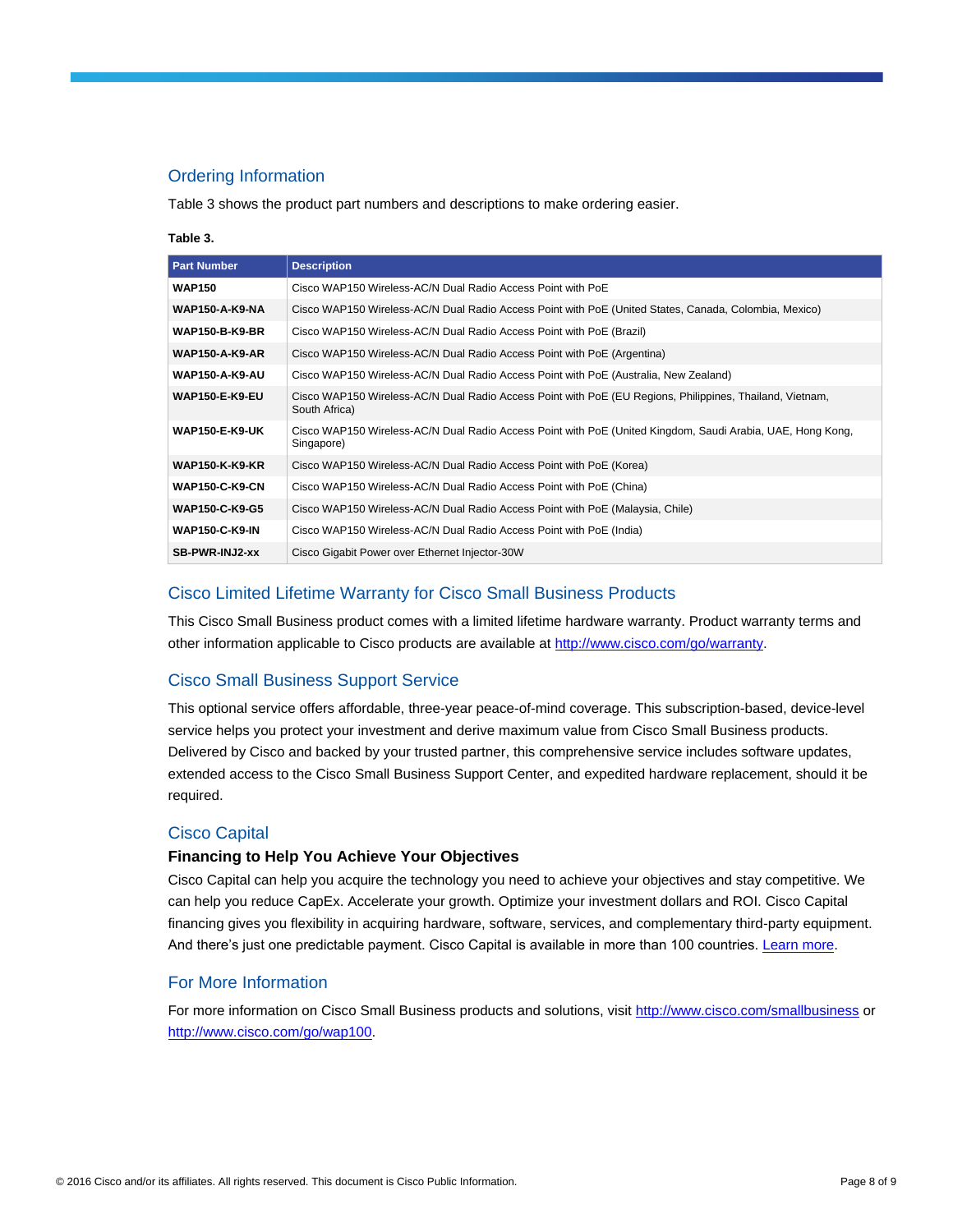## Ordering Information

Table 3 shows the product part numbers and descriptions to make ordering easier.

**Table 3.**

| Part Number | Description |
|---|---|
| **WAP150** | Cisco WAP150 Wireless-AC/N Dual Radio Access Point with PoE |
| **WAP150-A-K9-NA** | Cisco WAP150 Wireless-AC/N Dual Radio Access Point with PoE (United States, Canada, Colombia, Mexico) |
| **WAP150-B-K9-BR** | Cisco WAP150 Wireless-AC/N Dual Radio Access Point with PoE (Brazil) |
| **WAP150-A-K9-AR** | Cisco WAP150 Wireless-AC/N Dual Radio Access Point with PoE (Argentina) |
| **WAP150-A-K9-AU** | Cisco WAP150 Wireless-AC/N Dual Radio Access Point with PoE (Australia, New Zealand) |
| **WAP150-E-K9-EU** | Cisco WAP150 Wireless-AC/N Dual Radio Access Point with PoE (EU Regions, Philippines, Thailand, Vietnam, South Africa) |
| **WAP150-E-K9-UK** | Cisco WAP150 Wireless-AC/N Dual Radio Access Point with PoE (United Kingdom, Saudi Arabia, UAE, Hong Kong, Singapore) |
| **WAP150-K-K9-KR** | Cisco WAP150 Wireless-AC/N Dual Radio Access Point with PoE (Korea) |
| **WAP150-C-K9-CN** | Cisco WAP150 Wireless-AC/N Dual Radio Access Point with PoE (China) |
| **WAP150-C-K9-G5** | Cisco WAP150 Wireless-AC/N Dual Radio Access Point with PoE (Malaysia, Chile) |
| **WAP150-C-K9-IN** | Cisco WAP150 Wireless-AC/N Dual Radio Access Point with PoE (India) |
| **SB-PWR-INJ2-xx** | Cisco Gigabit Power over Ethernet Injector-30W |

## Cisco Limited Lifetime Warranty for Cisco Small Business Products

This Cisco Small Business product comes with a limited lifetime hardware warranty. Product warranty terms and other information applicable to Cisco products are available at http://www.cisco.com/go/warranty.

## Cisco Small Business Support Service

This optional service offers affordable, three-year peace-of-mind coverage. This subscription-based, device-level service helps you protect your investment and derive maximum value from Cisco Small Business products. Delivered by Cisco and backed by your trusted partner, this comprehensive service includes software updates, extended access to the Cisco Small Business Support Center, and expedited hardware replacement, should it be required.

## Cisco Capital

### Financing to Help You Achieve Your Objectives

Cisco Capital can help you acquire the technology you need to achieve your objectives and stay competitive. We can help you reduce CapEx. Accelerate your growth. Optimize your investment dollars and ROI. Cisco Capital financing gives you flexibility in acquiring hardware, software, services, and complementary third-party equipment. And there's just one predictable payment. Cisco Capital is available in more than 100 countries. Learn more.

## For More Information

For more information on Cisco Small Business products and solutions, visit http://www.cisco.com/smallbusiness or http://www.cisco.com/go/wap100.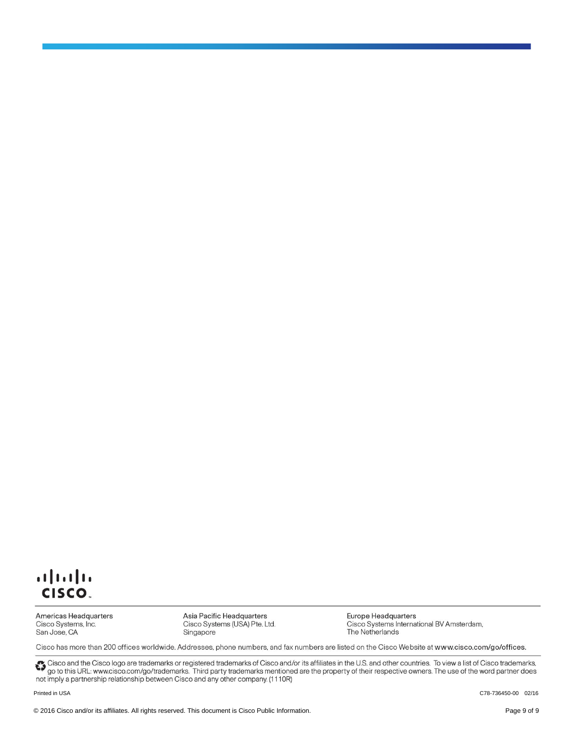Americas Headquarters
Cisco Systems, Inc.
San Jose, CA

Asia Pacific Headquarters
Cisco Systems (USA) Pte. Ltd.
Singapore

Europe Headquarters
Cisco Systems International BV Amsterdam,
The Netherlands

Cisco has more than 200 offices worldwide. Addresses, phone numbers, and fax numbers are listed on the Cisco Website at **www.cisco.com/go/offices.**

Cisco and the Cisco logo are trademarks or registered trademarks of Cisco and/or its affiliates in the U.S. and other countries. To view a list of Cisco trademarks, go to this URL: www.cisco.com/go/trademarks. Third party trademarks mentioned are the property of their respective owners. The use of the word partner does not imply a partnership relationship between Cisco and any other company. (1110R)

Printed in USA C78-736450-00 02/16

© 2016 Cisco and/or its affiliates. All rights reserved. This document is Cisco Public Information.